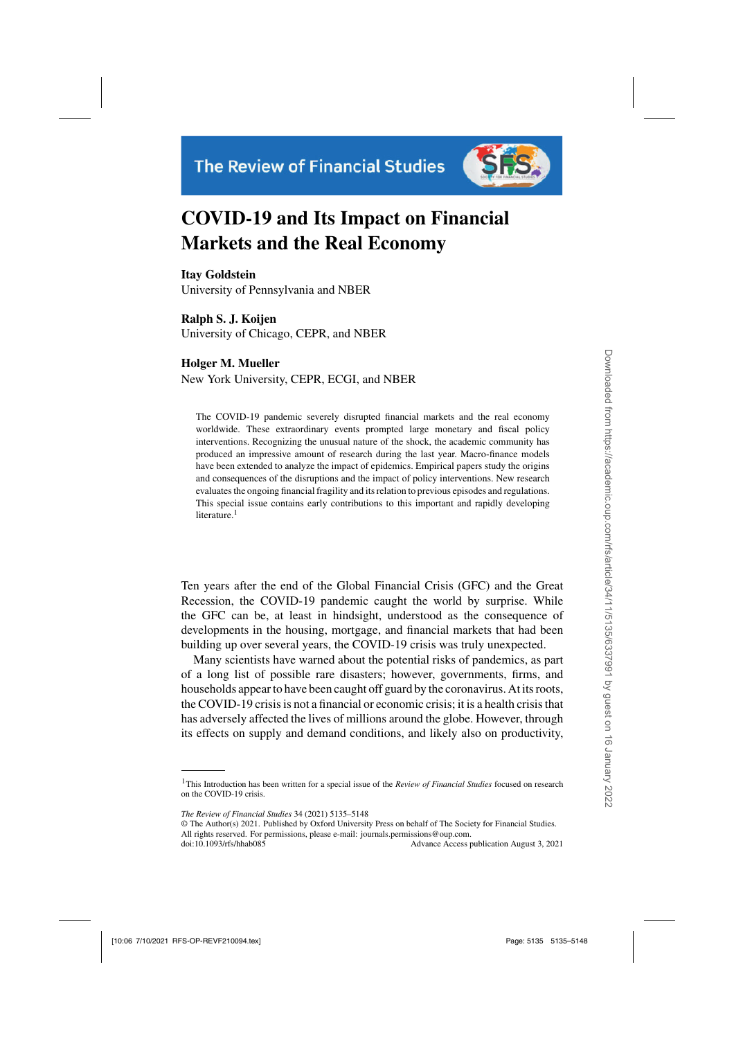# COVID-19 and Its Impact on Financial Markets and the Real Economy

**Itay Goldstein**
University of Pennsylvania and NBER

**Ralph S. J. Koijen**
University of Chicago, CEPR, and NBER

**Holger M. Mueller**
New York University, CEPR, ECGI, and NBER

The COVID-19 pandemic severely disrupted financial markets and the real economy worldwide. These extraordinary events prompted large monetary and fiscal policy interventions. Recognizing the unusual nature of the shock, the academic community has produced an impressive amount of research during the last year. Macro-finance models have been extended to analyze the impact of epidemics. Empirical papers study the origins and consequences of the disruptions and the impact of policy interventions. New research evaluates the ongoing financial fragility and its relation to previous episodes and regulations. This special issue contains early contributions to this important and rapidly developing literature.[1]

Ten years after the end of the Global Financial Crisis (GFC) and the Great Recession, the COVID-19 pandemic caught the world by surprise. While the GFC can be, at least in hindsight, understood as the consequence of developments in the housing, mortgage, and financial markets that had been building up over several years, the COVID-19 crisis was truly unexpected.

Many scientists have warned about the potential risks of pandemics, as part of a long list of possible rare disasters; however, governments, firms, and households appear to have been caught off guard by the coronavirus. At its roots, the COVID-19 crisis is not a financial or economic crisis; it is a health crisis that has adversely affected the lives of millions around the globe. However, through its effects on supply and demand conditions, and likely also on productivity,

[1] This Introduction has been written for a special issue of the *Review of Financial Studies* focused on research on the COVID-19 crisis.

© The Author(s) 2021. Published by Oxford University Press on behalf of The Society for Financial Studies. All rights reserved. For permissions, please e-mail: journals.permissions@oup.com.
doi:10.1093/rfs/hhab085 Advance Access publication August 3, 2021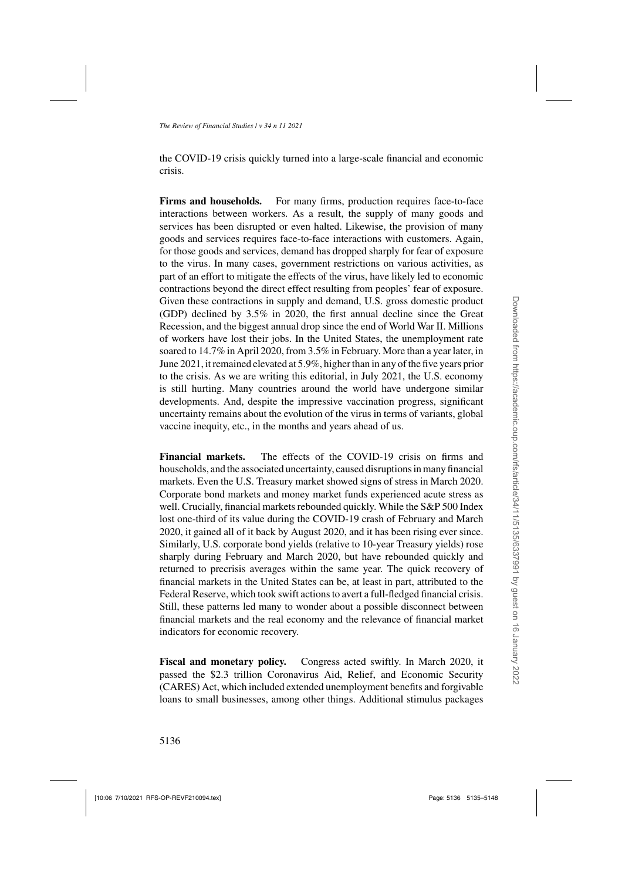the COVID-19 crisis quickly turned into a large-scale financial and economic crisis.

**Firms and households.** For many firms, production requires face-to-face interactions between workers. As a result, the supply of many goods and services has been disrupted or even halted. Likewise, the provision of many goods and services requires face-to-face interactions with customers. Again, for those goods and services, demand has dropped sharply for fear of exposure to the virus. In many cases, government restrictions on various activities, as part of an effort to mitigate the effects of the virus, have likely led to economic contractions beyond the direct effect resulting from peoples' fear of exposure. Given these contractions in supply and demand, U.S. gross domestic product (GDP) declined by 3.5% in 2020, the first annual decline since the Great Recession, and the biggest annual drop since the end of World War II. Millions of workers have lost their jobs. In the United States, the unemployment rate soared to 14.7% in April 2020, from 3.5% in February. More than a year later, in June 2021, it remained elevated at 5.9%, higher than in any of the five years prior to the crisis. As we are writing this editorial, in July 2021, the U.S. economy is still hurting. Many countries around the world have undergone similar developments. And, despite the impressive vaccination progress, significant uncertainty remains about the evolution of the virus in terms of variants, global vaccine inequity, etc., in the months and years ahead of us.

**Financial markets.** The effects of the COVID-19 crisis on firms and households, and the associated uncertainty, caused disruptions in many financial markets. Even the U.S. Treasury market showed signs of stress in March 2020. Corporate bond markets and money market funds experienced acute stress as well. Crucially, financial markets rebounded quickly. While the S&P 500 Index lost one-third of its value during the COVID-19 crash of February and March 2020, it gained all of it back by August 2020, and it has been rising ever since. Similarly, U.S. corporate bond yields (relative to 10-year Treasury yields) rose sharply during February and March 2020, but have rebounded quickly and returned to precrisis averages within the same year. The quick recovery of financial markets in the United States can be, at least in part, attributed to the Federal Reserve, which took swift actions to avert a full-fledged financial crisis. Still, these patterns led many to wonder about a possible disconnect between financial markets and the real economy and the relevance of financial market indicators for economic recovery.

**Fiscal and monetary policy.** Congress acted swiftly. In March 2020, it passed the $2.3 trillion Coronavirus Aid, Relief, and Economic Security (CARES) Act, which included extended unemployment benefits and forgivable loans to small businesses, among other things. Additional stimulus packages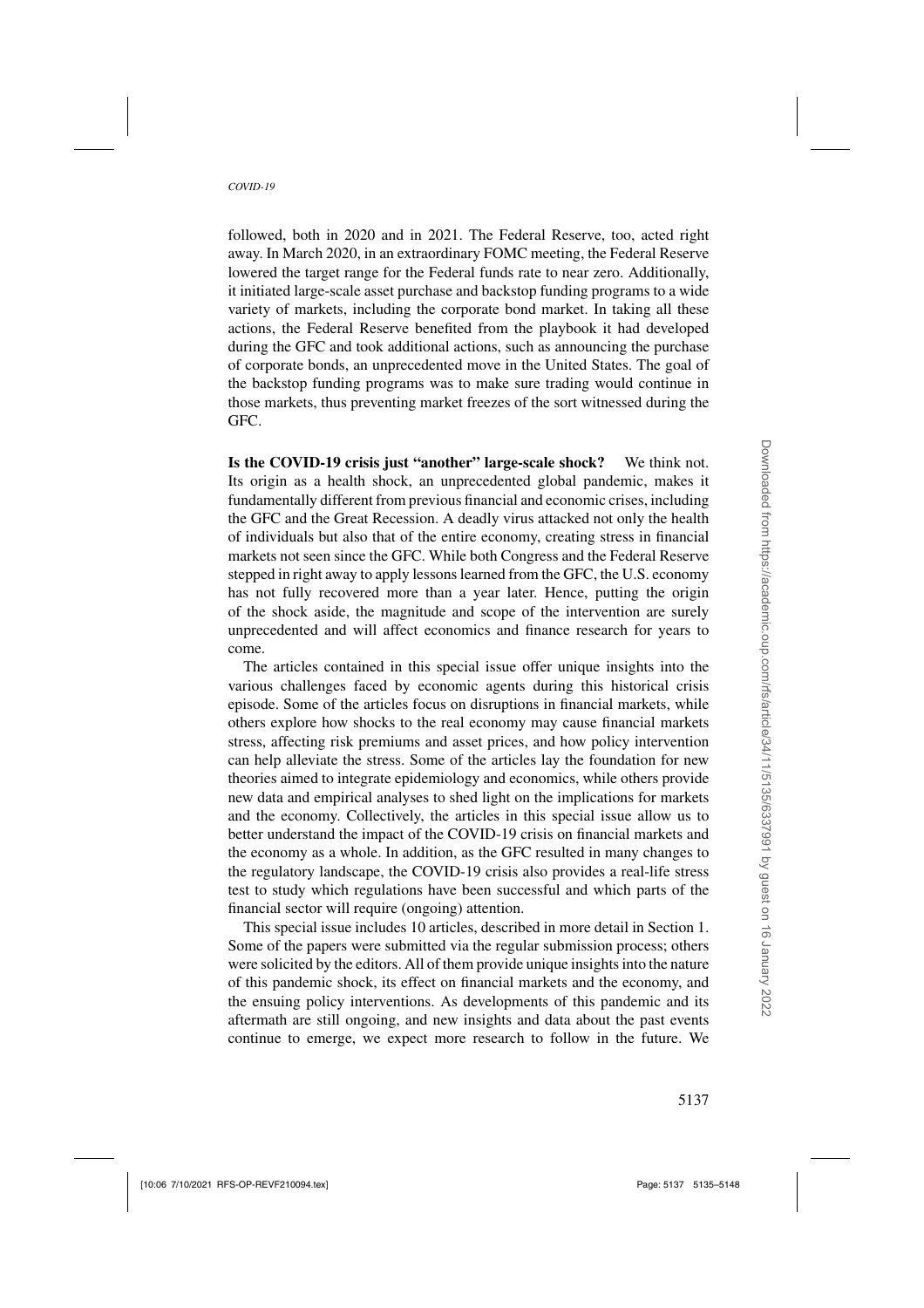followed, both in 2020 and in 2021. The Federal Reserve, too, acted right away. In March 2020, in an extraordinary FOMC meeting, the Federal Reserve lowered the target range for the Federal funds rate to near zero. Additionally, it initiated large-scale asset purchase and backstop funding programs to a wide variety of markets, including the corporate bond market. In taking all these actions, the Federal Reserve benefited from the playbook it had developed during the GFC and took additional actions, such as announcing the purchase of corporate bonds, an unprecedented move in the United States. The goal of the backstop funding programs was to make sure trading would continue in those markets, thus preventing market freezes of the sort witnessed during the GFC.

**Is the COVID-19 crisis just "another" large-scale shock?** We think not. Its origin as a health shock, an unprecedented global pandemic, makes it fundamentally different from previous financial and economic crises, including the GFC and the Great Recession. A deadly virus attacked not only the health of individuals but also that of the entire economy, creating stress in financial markets not seen since the GFC. While both Congress and the Federal Reserve stepped in right away to apply lessons learned from the GFC, the U.S. economy has not fully recovered more than a year later. Hence, putting the origin of the shock aside, the magnitude and scope of the intervention are surely unprecedented and will affect economics and finance research for years to come.

The articles contained in this special issue offer unique insights into the various challenges faced by economic agents during this historical crisis episode. Some of the articles focus on disruptions in financial markets, while others explore how shocks to the real economy may cause financial markets stress, affecting risk premiums and asset prices, and how policy intervention can help alleviate the stress. Some of the articles lay the foundation for new theories aimed to integrate epidemiology and economics, while others provide new data and empirical analyses to shed light on the implications for markets and the economy. Collectively, the articles in this special issue allow us to better understand the impact of the COVID-19 crisis on financial markets and the economy as a whole. In addition, as the GFC resulted in many changes to the regulatory landscape, the COVID-19 crisis also provides a real-life stress test to study which regulations have been successful and which parts of the financial sector will require (ongoing) attention.

This special issue includes 10 articles, described in more detail in Section 1. Some of the papers were submitted via the regular submission process; others were solicited by the editors. All of them provide unique insights into the nature of this pandemic shock, its effect on financial markets and the economy, and the ensuing policy interventions. As developments of this pandemic and its aftermath are still ongoing, and new insights and data about the past events continue to emerge, we expect more research to follow in the future. We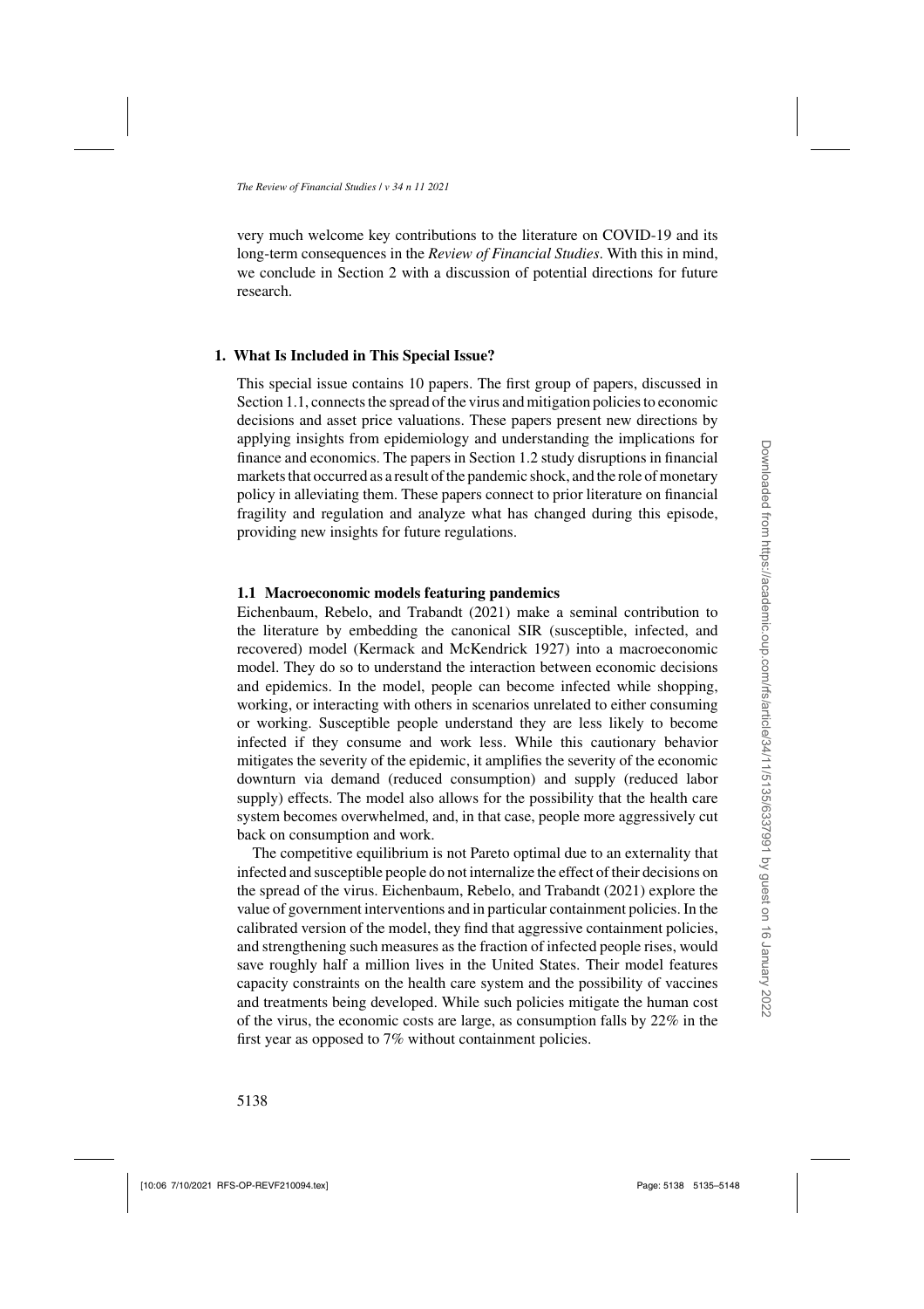very much welcome key contributions to the literature on COVID-19 and its long-term consequences in the *Review of Financial Studies*. With this in mind, we conclude in Section 2 with a discussion of potential directions for future research.

## 1. What Is Included in This Special Issue?

This special issue contains 10 papers. The first group of papers, discussed in Section 1.1, connects the spread of the virus and mitigation policies to economic decisions and asset price valuations. These papers present new directions by applying insights from epidemiology and understanding the implications for finance and economics. The papers in Section 1.2 study disruptions in financial markets that occurred as a result of the pandemic shock, and the role of monetary policy in alleviating them. These papers connect to prior literature on financial fragility and regulation and analyze what has changed during this episode, providing new insights for future regulations.

### 1.1 Macroeconomic models featuring pandemics

Eichenbaum, Rebelo, and Trabandt (2021) make a seminal contribution to the literature by embedding the canonical SIR (susceptible, infected, and recovered) model (Kermack and McKendrick 1927) into a macroeconomic model. They do so to understand the interaction between economic decisions and epidemics. In the model, people can become infected while shopping, working, or interacting with others in scenarios unrelated to either consuming or working. Susceptible people understand they are less likely to become infected if they consume and work less. While this cautionary behavior mitigates the severity of the epidemic, it amplifies the severity of the economic downturn via demand (reduced consumption) and supply (reduced labor supply) effects. The model also allows for the possibility that the health care system becomes overwhelmed, and, in that case, people more aggressively cut back on consumption and work.

The competitive equilibrium is not Pareto optimal due to an externality that infected and susceptible people do not internalize the effect of their decisions on the spread of the virus. Eichenbaum, Rebelo, and Trabandt (2021) explore the value of government interventions and in particular containment policies. In the calibrated version of the model, they find that aggressive containment policies, and strengthening such measures as the fraction of infected people rises, would save roughly half a million lives in the United States. Their model features capacity constraints on the health care system and the possibility of vaccines and treatments being developed. While such policies mitigate the human cost of the virus, the economic costs are large, as consumption falls by 22% in the first year as opposed to 7% without containment policies.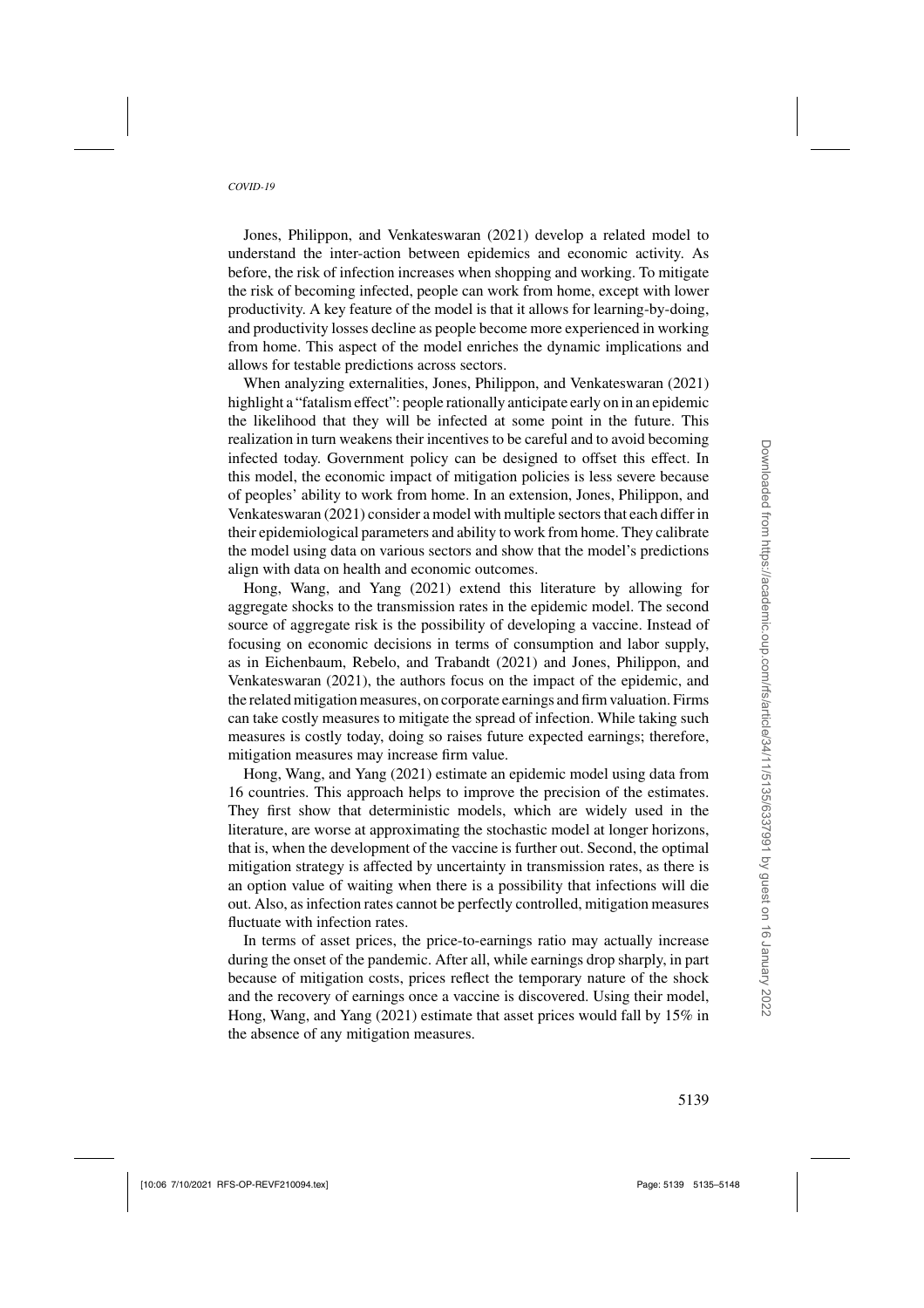Jones, Philippon, and Venkateswaran (2021) develop a related model to understand the inter-action between epidemics and economic activity. As before, the risk of infection increases when shopping and working. To mitigate the risk of becoming infected, people can work from home, except with lower productivity. A key feature of the model is that it allows for learning-by-doing, and productivity losses decline as people become more experienced in working from home. This aspect of the model enriches the dynamic implications and allows for testable predictions across sectors.

When analyzing externalities, Jones, Philippon, and Venkateswaran (2021) highlight a "fatalism effect": people rationally anticipate early on in an epidemic the likelihood that they will be infected at some point in the future. This realization in turn weakens their incentives to be careful and to avoid becoming infected today. Government policy can be designed to offset this effect. In this model, the economic impact of mitigation policies is less severe because of peoples' ability to work from home. In an extension, Jones, Philippon, and Venkateswaran (2021) consider a model with multiple sectors that each differ in their epidemiological parameters and ability to work from home. They calibrate the model using data on various sectors and show that the model's predictions align with data on health and economic outcomes.

Hong, Wang, and Yang (2021) extend this literature by allowing for aggregate shocks to the transmission rates in the epidemic model. The second source of aggregate risk is the possibility of developing a vaccine. Instead of focusing on economic decisions in terms of consumption and labor supply, as in Eichenbaum, Rebelo, and Trabandt (2021) and Jones, Philippon, and Venkateswaran (2021), the authors focus on the impact of the epidemic, and the related mitigation measures, on corporate earnings and firm valuation. Firms can take costly measures to mitigate the spread of infection. While taking such measures is costly today, doing so raises future expected earnings; therefore, mitigation measures may increase firm value.

Hong, Wang, and Yang (2021) estimate an epidemic model using data from 16 countries. This approach helps to improve the precision of the estimates. They first show that deterministic models, which are widely used in the literature, are worse at approximating the stochastic model at longer horizons, that is, when the development of the vaccine is further out. Second, the optimal mitigation strategy is affected by uncertainty in transmission rates, as there is an option value of waiting when there is a possibility that infections will die out. Also, as infection rates cannot be perfectly controlled, mitigation measures fluctuate with infection rates.

In terms of asset prices, the price-to-earnings ratio may actually increase during the onset of the pandemic. After all, while earnings drop sharply, in part because of mitigation costs, prices reflect the temporary nature of the shock and the recovery of earnings once a vaccine is discovered. Using their model, Hong, Wang, and Yang (2021) estimate that asset prices would fall by 15% in the absence of any mitigation measures.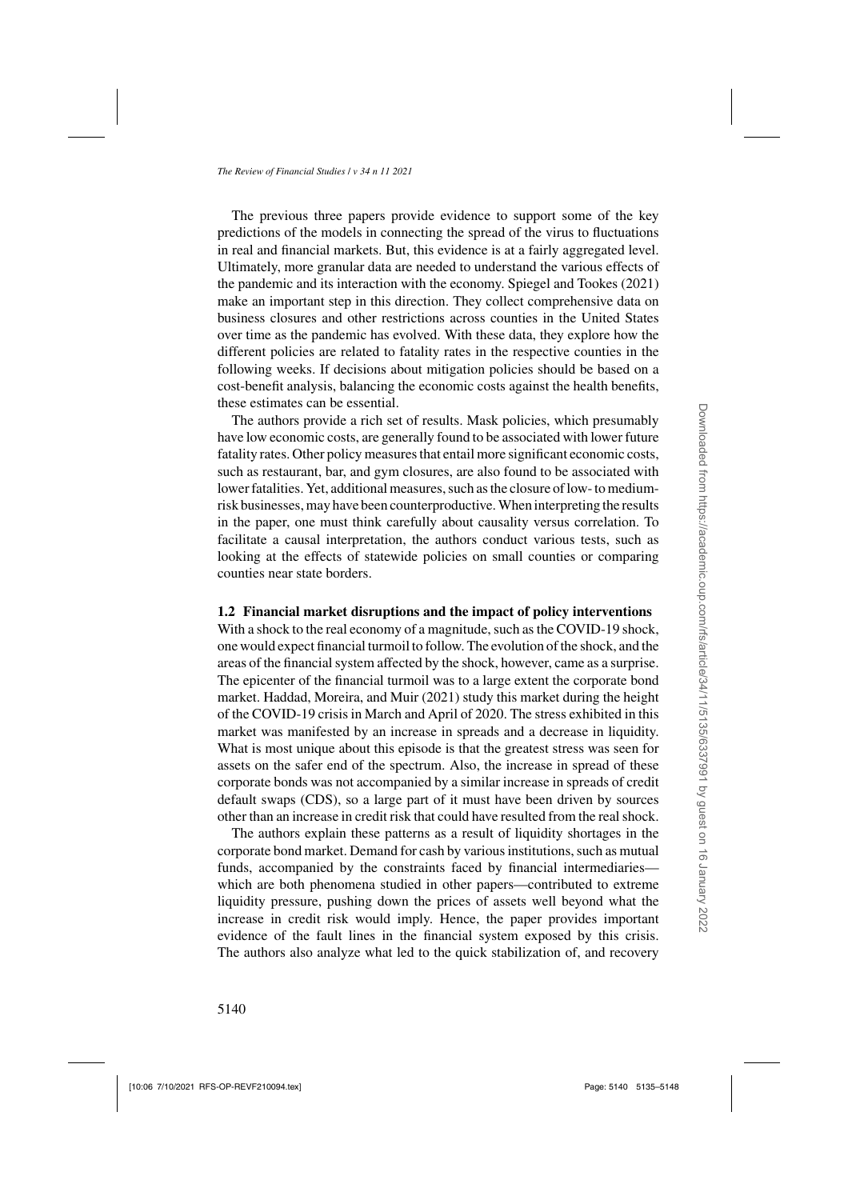The previous three papers provide evidence to support some of the key predictions of the models in connecting the spread of the virus to fluctuations in real and financial markets. But, this evidence is at a fairly aggregated level. Ultimately, more granular data are needed to understand the various effects of the pandemic and its interaction with the economy. Spiegel and Tookes (2021) make an important step in this direction. They collect comprehensive data on business closures and other restrictions across counties in the United States over time as the pandemic has evolved. With these data, they explore how the different policies are related to fatality rates in the respective counties in the following weeks. If decisions about mitigation policies should be based on a cost-benefit analysis, balancing the economic costs against the health benefits, these estimates can be essential.

The authors provide a rich set of results. Mask policies, which presumably have low economic costs, are generally found to be associated with lower future fatality rates. Other policy measures that entail more significant economic costs, such as restaurant, bar, and gym closures, are also found to be associated with lower fatalities. Yet, additional measures, such as the closure of low- to medium-risk businesses, may have been counterproductive. When interpreting the results in the paper, one must think carefully about causality versus correlation. To facilitate a causal interpretation, the authors conduct various tests, such as looking at the effects of statewide policies on small counties or comparing counties near state borders.

### 1.2 Financial market disruptions and the impact of policy interventions

With a shock to the real economy of a magnitude, such as the COVID-19 shock, one would expect financial turmoil to follow. The evolution of the shock, and the areas of the financial system affected by the shock, however, came as a surprise. The epicenter of the financial turmoil was to a large extent the corporate bond market. Haddad, Moreira, and Muir (2021) study this market during the height of the COVID-19 crisis in March and April of 2020. The stress exhibited in this market was manifested by an increase in spreads and a decrease in liquidity. What is most unique about this episode is that the greatest stress was seen for assets on the safer end of the spectrum. Also, the increase in spread of these corporate bonds was not accompanied by a similar increase in spreads of credit default swaps (CDS), so a large part of it must have been driven by sources other than an increase in credit risk that could have resulted from the real shock.

The authors explain these patterns as a result of liquidity shortages in the corporate bond market. Demand for cash by various institutions, such as mutual funds, accompanied by the constraints faced by financial intermediaries—which are both phenomena studied in other papers—contributed to extreme liquidity pressure, pushing down the prices of assets well beyond what the increase in credit risk would imply. Hence, the paper provides important evidence of the fault lines in the financial system exposed by this crisis. The authors also analyze what led to the quick stabilization of, and recovery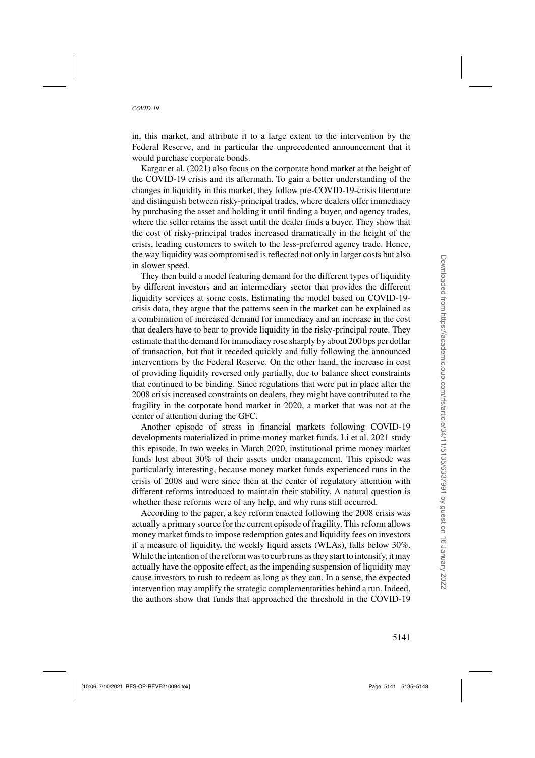in, this market, and attribute it to a large extent to the intervention by the Federal Reserve, and in particular the unprecedented announcement that it would purchase corporate bonds.

Kargar et al. (2021) also focus on the corporate bond market at the height of the COVID-19 crisis and its aftermath. To gain a better understanding of the changes in liquidity in this market, they follow pre-COVID-19-crisis literature and distinguish between risky-principal trades, where dealers offer immediacy by purchasing the asset and holding it until finding a buyer, and agency trades, where the seller retains the asset until the dealer finds a buyer. They show that the cost of risky-principal trades increased dramatically in the height of the crisis, leading customers to switch to the less-preferred agency trade. Hence, the way liquidity was compromised is reflected not only in larger costs but also in slower speed.

They then build a model featuring demand for the different types of liquidity by different investors and an intermediary sector that provides the different liquidity services at some costs. Estimating the model based on COVID-19-crisis data, they argue that the patterns seen in the market can be explained as a combination of increased demand for immediacy and an increase in the cost that dealers have to bear to provide liquidity in the risky-principal route. They estimate that the demand for immediacy rose sharply by about 200 bps per dollar of transaction, but that it receded quickly and fully following the announced interventions by the Federal Reserve. On the other hand, the increase in cost of providing liquidity reversed only partially, due to balance sheet constraints that continued to be binding. Since regulations that were put in place after the 2008 crisis increased constraints on dealers, they might have contributed to the fragility in the corporate bond market in 2020, a market that was not at the center of attention during the GFC.

Another episode of stress in financial markets following COVID-19 developments materialized in prime money market funds. Li et al. 2021 study this episode. In two weeks in March 2020, institutional prime money market funds lost about 30% of their assets under management. This episode was particularly interesting, because money market funds experienced runs in the crisis of 2008 and were since then at the center of regulatory attention with different reforms introduced to maintain their stability. A natural question is whether these reforms were of any help, and why runs still occurred.

According to the paper, a key reform enacted following the 2008 crisis was actually a primary source for the current episode of fragility. This reform allows money market funds to impose redemption gates and liquidity fees on investors if a measure of liquidity, the weekly liquid assets (WLAs), falls below 30%. While the intention of the reform was to curb runs as they start to intensify, it may actually have the opposite effect, as the impending suspension of liquidity may cause investors to rush to redeem as long as they can. In a sense, the expected intervention may amplify the strategic complementarities behind a run. Indeed, the authors show that funds that approached the threshold in the COVID-19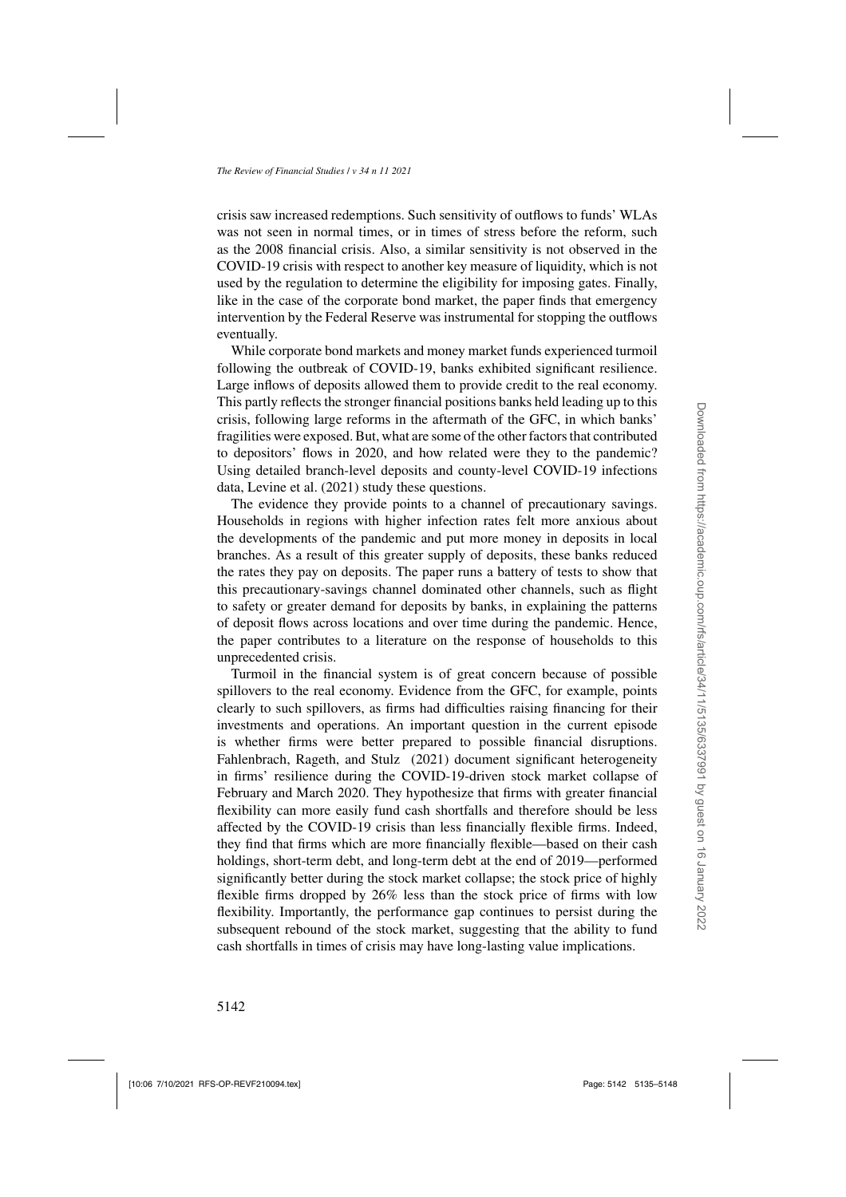crisis saw increased redemptions. Such sensitivity of outflows to funds' WLAs was not seen in normal times, or in times of stress before the reform, such as the 2008 financial crisis. Also, a similar sensitivity is not observed in the COVID-19 crisis with respect to another key measure of liquidity, which is not used by the regulation to determine the eligibility for imposing gates. Finally, like in the case of the corporate bond market, the paper finds that emergency intervention by the Federal Reserve was instrumental for stopping the outflows eventually.

While corporate bond markets and money market funds experienced turmoil following the outbreak of COVID-19, banks exhibited significant resilience. Large inflows of deposits allowed them to provide credit to the real economy. This partly reflects the stronger financial positions banks held leading up to this crisis, following large reforms in the aftermath of the GFC, in which banks' fragilities were exposed. But, what are some of the other factors that contributed to depositors' flows in 2020, and how related were they to the pandemic? Using detailed branch-level deposits and county-level COVID-19 infections data, Levine et al. (2021) study these questions.

The evidence they provide points to a channel of precautionary savings. Households in regions with higher infection rates felt more anxious about the developments of the pandemic and put more money in deposits in local branches. As a result of this greater supply of deposits, these banks reduced the rates they pay on deposits. The paper runs a battery of tests to show that this precautionary-savings channel dominated other channels, such as flight to safety or greater demand for deposits by banks, in explaining the patterns of deposit flows across locations and over time during the pandemic. Hence, the paper contributes to a literature on the response of households to this unprecedented crisis.

Turmoil in the financial system is of great concern because of possible spillovers to the real economy. Evidence from the GFC, for example, points clearly to such spillovers, as firms had difficulties raising financing for their investments and operations. An important question in the current episode is whether firms were better prepared to possible financial disruptions. Fahlenbrach, Rageth, and Stulz (2021) document significant heterogeneity in firms' resilience during the COVID-19-driven stock market collapse of February and March 2020. They hypothesize that firms with greater financial flexibility can more easily fund cash shortfalls and therefore should be less affected by the COVID-19 crisis than less financially flexible firms. Indeed, they find that firms which are more financially flexible—based on their cash holdings, short-term debt, and long-term debt at the end of 2019—performed significantly better during the stock market collapse; the stock price of highly flexible firms dropped by 26% less than the stock price of firms with low flexibility. Importantly, the performance gap continues to persist during the subsequent rebound of the stock market, suggesting that the ability to fund cash shortfalls in times of crisis may have long-lasting value implications.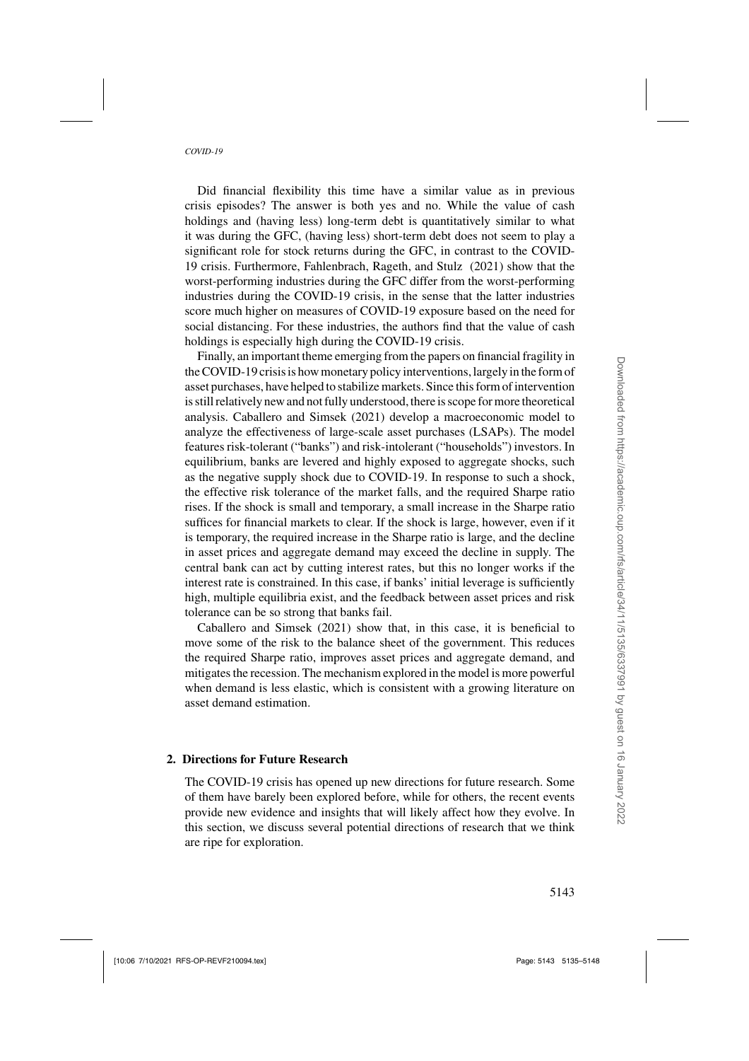Did financial flexibility this time have a similar value as in previous crisis episodes? The answer is both yes and no. While the value of cash holdings and (having less) long-term debt is quantitatively similar to what it was during the GFC, (having less) short-term debt does not seem to play a significant role for stock returns during the GFC, in contrast to the COVID-19 crisis. Furthermore, Fahlenbrach, Rageth, and Stulz (2021) show that the worst-performing industries during the GFC differ from the worst-performing industries during the COVID-19 crisis, in the sense that the latter industries score much higher on measures of COVID-19 exposure based on the need for social distancing. For these industries, the authors find that the value of cash holdings is especially high during the COVID-19 crisis.

Finally, an important theme emerging from the papers on financial fragility in the COVID-19 crisis is how monetary policy interventions, largely in the form of asset purchases, have helped to stabilize markets. Since this form of intervention is still relatively new and not fully understood, there is scope for more theoretical analysis. Caballero and Simsek (2021) develop a macroeconomic model to analyze the effectiveness of large-scale asset purchases (LSAPs). The model features risk-tolerant ("banks") and risk-intolerant ("households") investors. In equilibrium, banks are levered and highly exposed to aggregate shocks, such as the negative supply shock due to COVID-19. In response to such a shock, the effective risk tolerance of the market falls, and the required Sharpe ratio rises. If the shock is small and temporary, a small increase in the Sharpe ratio suffices for financial markets to clear. If the shock is large, however, even if it is temporary, the required increase in the Sharpe ratio is large, and the decline in asset prices and aggregate demand may exceed the decline in supply. The central bank can act by cutting interest rates, but this no longer works if the interest rate is constrained. In this case, if banks' initial leverage is sufficiently high, multiple equilibria exist, and the feedback between asset prices and risk tolerance can be so strong that banks fail.

Caballero and Simsek (2021) show that, in this case, it is beneficial to move some of the risk to the balance sheet of the government. This reduces the required Sharpe ratio, improves asset prices and aggregate demand, and mitigates the recession. The mechanism explored in the model is more powerful when demand is less elastic, which is consistent with a growing literature on asset demand estimation.

## 2. Directions for Future Research

The COVID-19 crisis has opened up new directions for future research. Some of them have barely been explored before, while for others, the recent events provide new evidence and insights that will likely affect how they evolve. In this section, we discuss several potential directions of research that we think are ripe for exploration.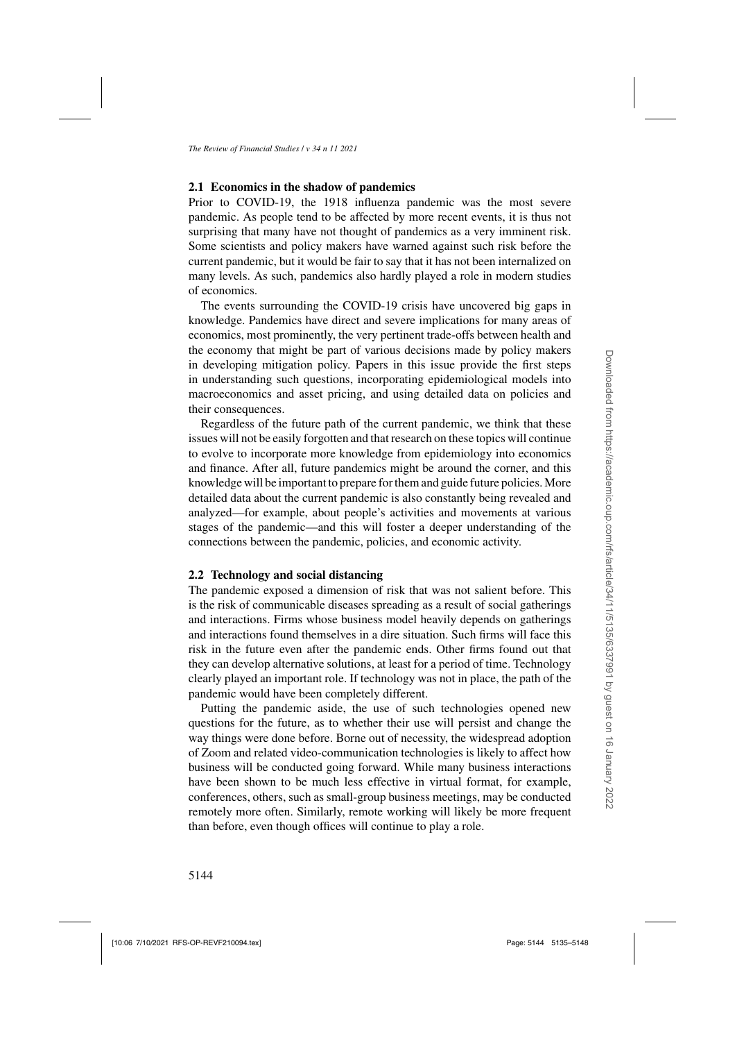### 2.1 Economics in the shadow of pandemics

Prior to COVID-19, the 1918 influenza pandemic was the most severe pandemic. As people tend to be affected by more recent events, it is thus not surprising that many have not thought of pandemics as a very imminent risk. Some scientists and policy makers have warned against such risk before the current pandemic, but it would be fair to say that it has not been internalized on many levels. As such, pandemics also hardly played a role in modern studies of economics.

The events surrounding the COVID-19 crisis have uncovered big gaps in knowledge. Pandemics have direct and severe implications for many areas of economics, most prominently, the very pertinent trade-offs between health and the economy that might be part of various decisions made by policy makers in developing mitigation policy. Papers in this issue provide the first steps in understanding such questions, incorporating epidemiological models into macroeconomics and asset pricing, and using detailed data on policies and their consequences.

Regardless of the future path of the current pandemic, we think that these issues will not be easily forgotten and that research on these topics will continue to evolve to incorporate more knowledge from epidemiology into economics and finance. After all, future pandemics might be around the corner, and this knowledge will be important to prepare for them and guide future policies. More detailed data about the current pandemic is also constantly being revealed and analyzed—for example, about people's activities and movements at various stages of the pandemic—and this will foster a deeper understanding of the connections between the pandemic, policies, and economic activity.

### 2.2 Technology and social distancing

The pandemic exposed a dimension of risk that was not salient before. This is the risk of communicable diseases spreading as a result of social gatherings and interactions. Firms whose business model heavily depends on gatherings and interactions found themselves in a dire situation. Such firms will face this risk in the future even after the pandemic ends. Other firms found out that they can develop alternative solutions, at least for a period of time. Technology clearly played an important role. If technology was not in place, the path of the pandemic would have been completely different.

Putting the pandemic aside, the use of such technologies opened new questions for the future, as to whether their use will persist and change the way things were done before. Borne out of necessity, the widespread adoption of Zoom and related video-communication technologies is likely to affect how business will be conducted going forward. While many business interactions have been shown to be much less effective in virtual format, for example, conferences, others, such as small-group business meetings, may be conducted remotely more often. Similarly, remote working will likely be more frequent than before, even though offices will continue to play a role.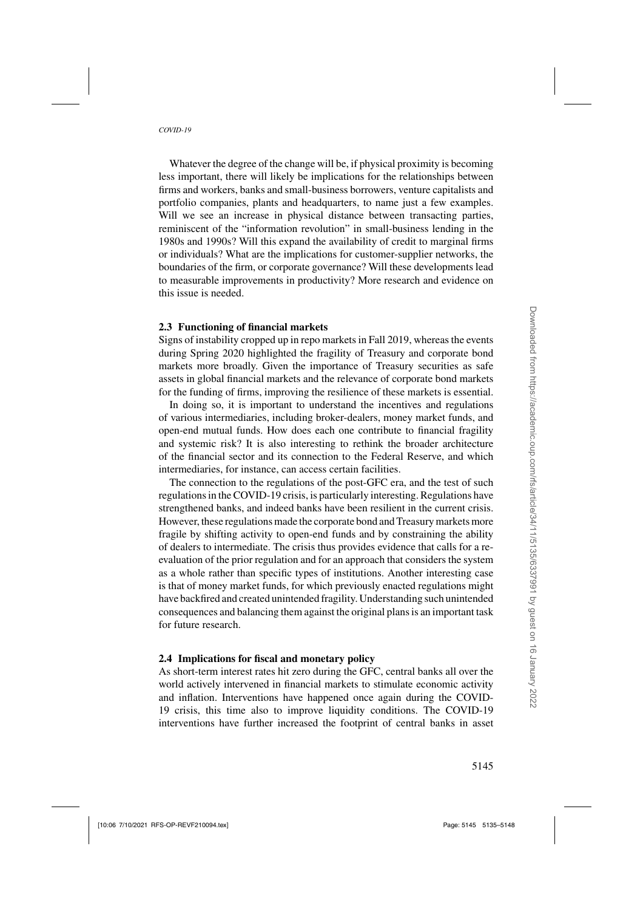Whatever the degree of the change will be, if physical proximity is becoming less important, there will likely be implications for the relationships between firms and workers, banks and small-business borrowers, venture capitalists and portfolio companies, plants and headquarters, to name just a few examples. Will we see an increase in physical distance between transacting parties, reminiscent of the "information revolution" in small-business lending in the 1980s and 1990s? Will this expand the availability of credit to marginal firms or individuals? What are the implications for customer-supplier networks, the boundaries of the firm, or corporate governance? Will these developments lead to measurable improvements in productivity? More research and evidence on this issue is needed.

### 2.3 Functioning of financial markets

Signs of instability cropped up in repo markets in Fall 2019, whereas the events during Spring 2020 highlighted the fragility of Treasury and corporate bond markets more broadly. Given the importance of Treasury securities as safe assets in global financial markets and the relevance of corporate bond markets for the funding of firms, improving the resilience of these markets is essential.

In doing so, it is important to understand the incentives and regulations of various intermediaries, including broker-dealers, money market funds, and open-end mutual funds. How does each one contribute to financial fragility and systemic risk? It is also interesting to rethink the broader architecture of the financial sector and its connection to the Federal Reserve, and which intermediaries, for instance, can access certain facilities.

The connection to the regulations of the post-GFC era, and the test of such regulations in the COVID-19 crisis, is particularly interesting. Regulations have strengthened banks, and indeed banks have been resilient in the current crisis. However, these regulations made the corporate bond and Treasury markets more fragile by shifting activity to open-end funds and by constraining the ability of dealers to intermediate. The crisis thus provides evidence that calls for a re-evaluation of the prior regulation and for an approach that considers the system as a whole rather than specific types of institutions. Another interesting case is that of money market funds, for which previously enacted regulations might have backfired and created unintended fragility. Understanding such unintended consequences and balancing them against the original plans is an important task for future research.

### 2.4 Implications for fiscal and monetary policy

As short-term interest rates hit zero during the GFC, central banks all over the world actively intervened in financial markets to stimulate economic activity and inflation. Interventions have happened once again during the COVID-19 crisis, this time also to improve liquidity conditions. The COVID-19 interventions have further increased the footprint of central banks in asset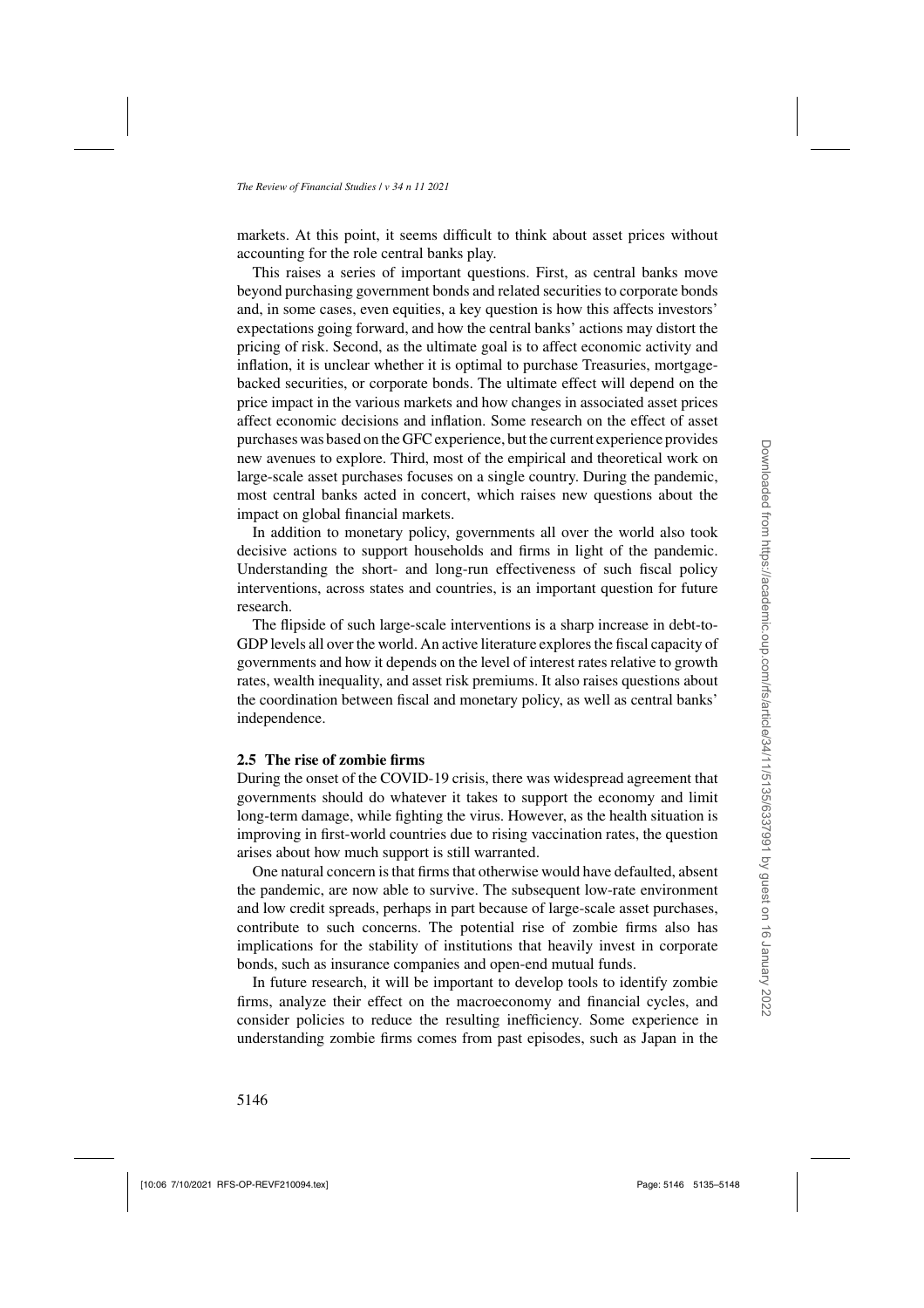markets. At this point, it seems difficult to think about asset prices without accounting for the role central banks play.

This raises a series of important questions. First, as central banks move beyond purchasing government bonds and related securities to corporate bonds and, in some cases, even equities, a key question is how this affects investors' expectations going forward, and how the central banks' actions may distort the pricing of risk. Second, as the ultimate goal is to affect economic activity and inflation, it is unclear whether it is optimal to purchase Treasuries, mortgage-backed securities, or corporate bonds. The ultimate effect will depend on the price impact in the various markets and how changes in associated asset prices affect economic decisions and inflation. Some research on the effect of asset purchases was based on the GFC experience, but the current experience provides new avenues to explore. Third, most of the empirical and theoretical work on large-scale asset purchases focuses on a single country. During the pandemic, most central banks acted in concert, which raises new questions about the impact on global financial markets.

In addition to monetary policy, governments all over the world also took decisive actions to support households and firms in light of the pandemic. Understanding the short- and long-run effectiveness of such fiscal policy interventions, across states and countries, is an important question for future research.

The flipside of such large-scale interventions is a sharp increase in debt-to-GDP levels all over the world. An active literature explores the fiscal capacity of governments and how it depends on the level of interest rates relative to growth rates, wealth inequality, and asset risk premiums. It also raises questions about the coordination between fiscal and monetary policy, as well as central banks' independence.

### 2.5 The rise of zombie firms

During the onset of the COVID-19 crisis, there was widespread agreement that governments should do whatever it takes to support the economy and limit long-term damage, while fighting the virus. However, as the health situation is improving in first-world countries due to rising vaccination rates, the question arises about how much support is still warranted.

One natural concern is that firms that otherwise would have defaulted, absent the pandemic, are now able to survive. The subsequent low-rate environment and low credit spreads, perhaps in part because of large-scale asset purchases, contribute to such concerns. The potential rise of zombie firms also has implications for the stability of institutions that heavily invest in corporate bonds, such as insurance companies and open-end mutual funds.

In future research, it will be important to develop tools to identify zombie firms, analyze their effect on the macroeconomy and financial cycles, and consider policies to reduce the resulting inefficiency. Some experience in understanding zombie firms comes from past episodes, such as Japan in the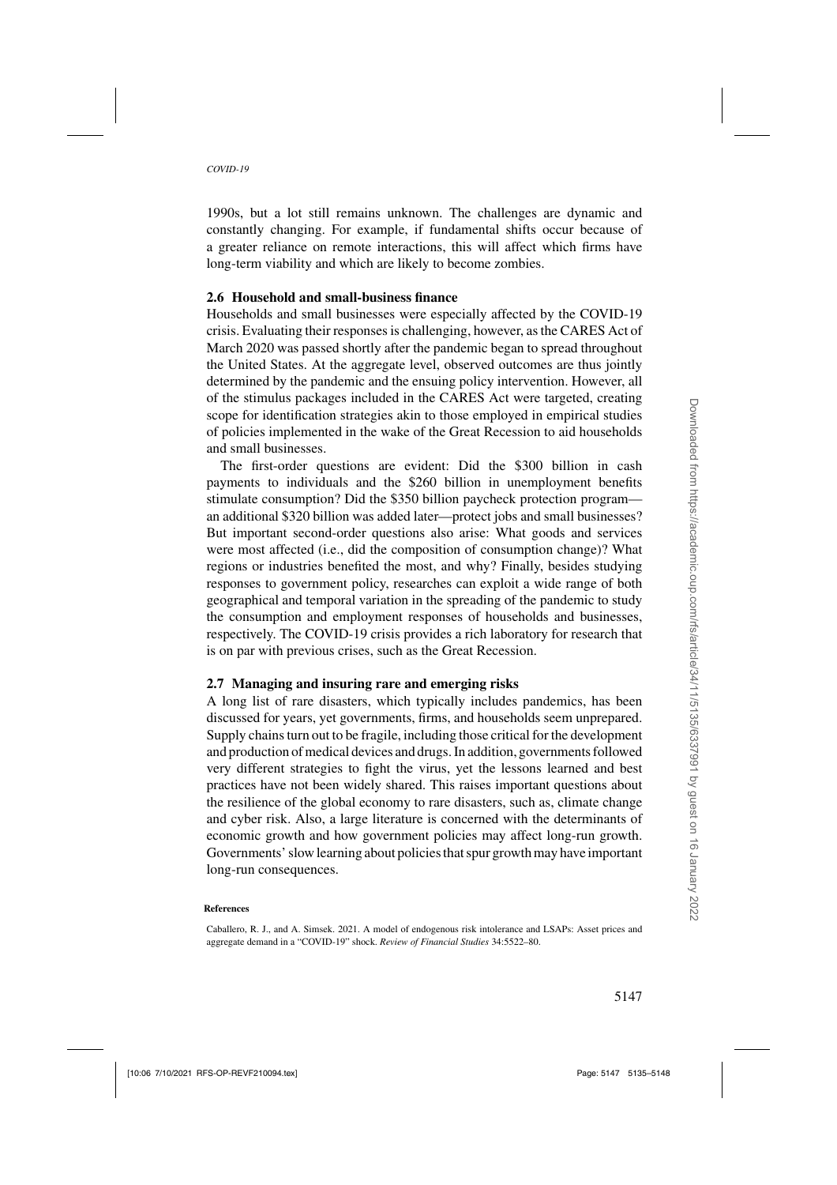1990s, but a lot still remains unknown. The challenges are dynamic and constantly changing. For example, if fundamental shifts occur because of a greater reliance on remote interactions, this will affect which firms have long-term viability and which are likely to become zombies.

### 2.6 Household and small-business finance

Households and small businesses were especially affected by the COVID-19 crisis. Evaluating their responses is challenging, however, as the CARES Act of March 2020 was passed shortly after the pandemic began to spread throughout the United States. At the aggregate level, observed outcomes are thus jointly determined by the pandemic and the ensuing policy intervention. However, all of the stimulus packages included in the CARES Act were targeted, creating scope for identification strategies akin to those employed in empirical studies of policies implemented in the wake of the Great Recession to aid households and small businesses.

The first-order questions are evident: Did the $300 billion in cash payments to individuals and the $260 billion in unemployment benefits stimulate consumption? Did the $350 billion paycheck protection program—an additional $320 billion was added later—protect jobs and small businesses? But important second-order questions also arise: What goods and services were most affected (i.e., did the composition of consumption change)? What regions or industries benefited the most, and why? Finally, besides studying responses to government policy, researches can exploit a wide range of both geographical and temporal variation in the spreading of the pandemic to study the consumption and employment responses of households and businesses, respectively. The COVID-19 crisis provides a rich laboratory for research that is on par with previous crises, such as the Great Recession.

### 2.7 Managing and insuring rare and emerging risks

A long list of rare disasters, which typically includes pandemics, has been discussed for years, yet governments, firms, and households seem unprepared. Supply chains turn out to be fragile, including those critical for the development and production of medical devices and drugs. In addition, governments followed very different strategies to fight the virus, yet the lessons learned and best practices have not been widely shared. This raises important questions about the resilience of the global economy to rare disasters, such as, climate change and cyber risk. Also, a large literature is concerned with the determinants of economic growth and how government policies may affect long-run growth. Governments' slow learning about policies that spur growth may have important long-run consequences.

#### References

Caballero, R. J., and A. Simsek. 2021. A model of endogenous risk intolerance and LSAPs: Asset prices and aggregate demand in a "COVID-19" shock. *Review of Financial Studies* 34:5522–80.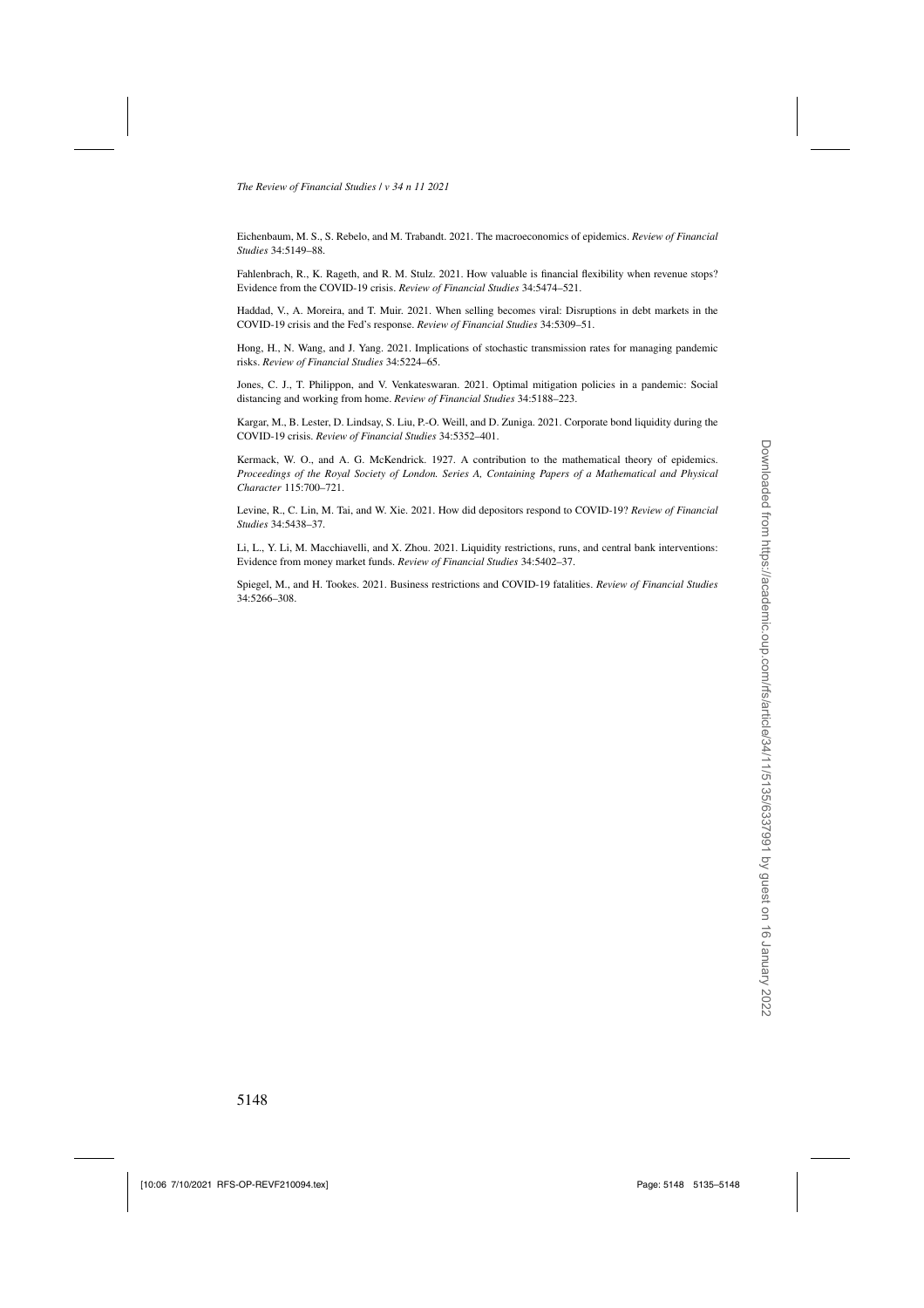Eichenbaum, M. S., S. Rebelo, and M. Trabandt. 2021. The macroeconomics of epidemics. *Review of Financial Studies* 34:5149–88.

Fahlenbrach, R., K. Rageth, and R. M. Stulz. 2021. How valuable is financial flexibility when revenue stops? Evidence from the COVID-19 crisis. *Review of Financial Studies* 34:5474–521.

Haddad, V., A. Moreira, and T. Muir. 2021. When selling becomes viral: Disruptions in debt markets in the COVID-19 crisis and the Fed's response. *Review of Financial Studies* 34:5309–51.

Hong, H., N. Wang, and J. Yang. 2021. Implications of stochastic transmission rates for managing pandemic risks. *Review of Financial Studies* 34:5224–65.

Jones, C. J., T. Philippon, and V. Venkateswaran. 2021. Optimal mitigation policies in a pandemic: Social distancing and working from home. *Review of Financial Studies* 34:5188–223.

Kargar, M., B. Lester, D. Lindsay, S. Liu, P.-O. Weill, and D. Zuniga. 2021. Corporate bond liquidity during the COVID-19 crisis. *Review of Financial Studies* 34:5352–401.

Kermack, W. O., and A. G. McKendrick. 1927. A contribution to the mathematical theory of epidemics. *Proceedings of the Royal Society of London. Series A, Containing Papers of a Mathematical and Physical Character* 115:700–721.

Levine, R., C. Lin, M. Tai, and W. Xie. 2021. How did depositors respond to COVID-19? *Review of Financial Studies* 34:5438–37.

Li, L., Y. Li, M. Macchiavelli, and X. Zhou. 2021. Liquidity restrictions, runs, and central bank interventions: Evidence from money market funds. *Review of Financial Studies* 34:5402–37.

Spiegel, M., and H. Tookes. 2021. Business restrictions and COVID-19 fatalities. *Review of Financial Studies* 34:5266–308.